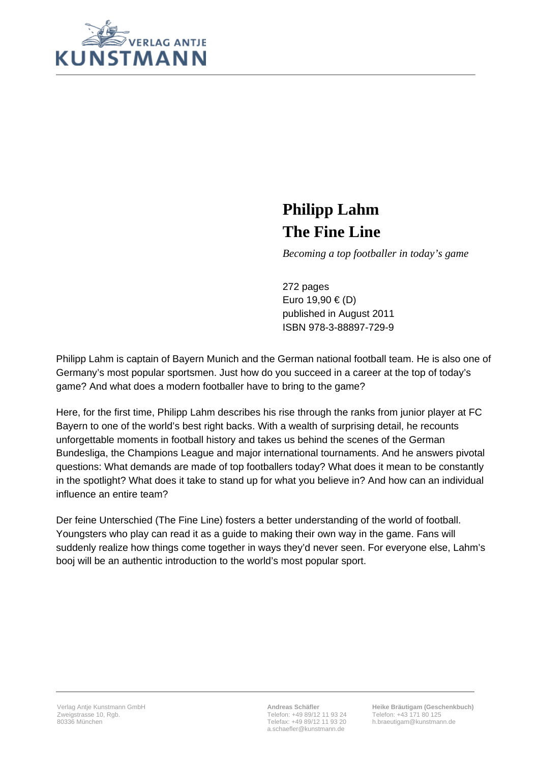VERLAG ANTJE
KUNSTMANN

# Philipp Lahm
# The Fine Line

*Becoming a top footballer in today's game*

272 pages
Euro 19,90 € (D)
published in August 2011
ISBN 978-3-88897-729-9

Philipp Lahm is captain of Bayern Munich and the German national football team. He is also one of Germany's most popular sportsmen. Just how do you succeed in a career at the top of today's game? And what does a modern footballer have to bring to the game?

Here, for the first time, Philipp Lahm describes his rise through the ranks from junior player at FC Bayern to one of the world's best right backs. With a wealth of surprising detail, he recounts unforgettable moments in football history and takes us behind the scenes of the German Bundesliga, the Champions League and major international tournaments. And he answers pivotal questions: What demands are made of top footballers today? What does it mean to be constantly in the spotlight? What does it take to stand up for what you believe in? And how can an individual influence an entire team?

Der feine Unterschied (The Fine Line) fosters a better understanding of the world of football. Youngsters who play can read it as a guide to making their own way in the game. Fans will suddenly realize how things come together in ways they'd never seen. For everyone else, Lahm's booj will be an authentic introduction to the world's most popular sport.

Verlag Antje Kunstmann GmbH
Zweigstrasse 10, Rgb.
80336 München

**Andreas Schäfler**
Telefon: +49 89/12 11 93 24
Telefax: +49 89/12 11 93 20
a.schaefler@kunstmann.de

**Heike Bräutigam (Geschenkbuch)**
Telefon: +43 171 80 125
h.braeutigam@kunstmann.de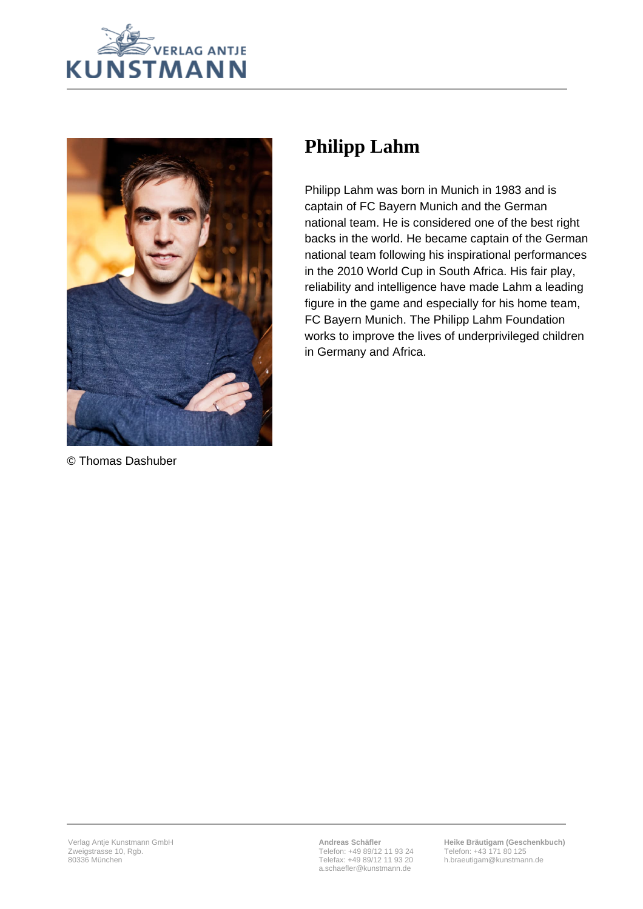# Philipp Lahm

Philipp Lahm was born in Munich in 1983 and is captain of FC Bayern Munich and the German national team. He is considered one of the best right backs in the world. He became captain of the German national team following his inspirational performances in the 2010 World Cup in South Africa. His fair play, reliability and intelligence have made Lahm a leading figure in the game and especially for his home team, FC Bayern Munich. The Philipp Lahm Foundation works to improve the lives of underprivileged children in Germany and Africa.

© Thomas Dashuber

Verlag Antje Kunstmann GmbH
Zweigstrasse 10, Rgb.
80336 München

**Andreas Schäfler**
Telefon: +49 89/12 11 93 24
Telefax: +49 89/12 11 93 20
a.schaefler@kunstmann.de

**Heike Bräutigam (Geschenkbuch)**
Telefon: +43 171 80 125
h.braeutigam@kunstmann.de